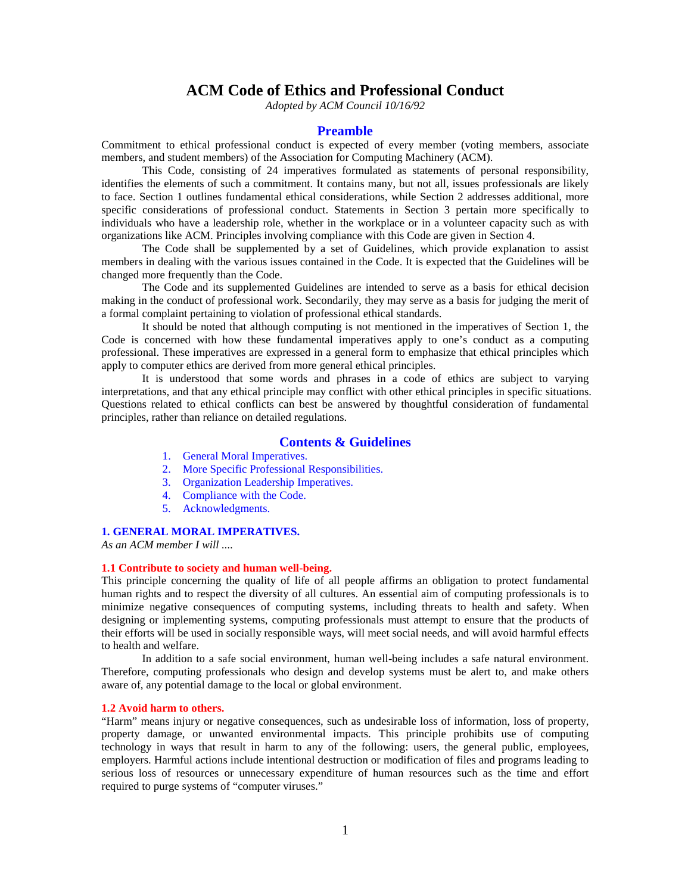# ACM Code of Ethics and Professional Conduct

*Adopted by ACM Council 10/16/92*

## Preamble

Commitment to ethical professional conduct is expected of every member (voting members, associate members, and student members) of the Association for Computing Machinery (ACM).

This Code, consisting of 24 imperatives formulated as statements of personal responsibility, identifies the elements of such a commitment. It contains many, but not all, issues professionals are likely to face. Section 1 outlines fundamental ethical considerations, while Section 2 addresses additional, more specific considerations of professional conduct. Statements in Section 3 pertain more specifically to individuals who have a leadership role, whether in the workplace or in a volunteer capacity such as with organizations like ACM. Principles involving compliance with this Code are given in Section 4.

The Code shall be supplemented by a set of Guidelines, which provide explanation to assist members in dealing with the various issues contained in the Code. It is expected that the Guidelines will be changed more frequently than the Code.

The Code and its supplemented Guidelines are intended to serve as a basis for ethical decision making in the conduct of professional work. Secondarily, they may serve as a basis for judging the merit of a formal complaint pertaining to violation of professional ethical standards.

It should be noted that although computing is not mentioned in the imperatives of Section 1, the Code is concerned with how these fundamental imperatives apply to one's conduct as a computing professional. These imperatives are expressed in a general form to emphasize that ethical principles which apply to computer ethics are derived from more general ethical principles.

It is understood that some words and phrases in a code of ethics are subject to varying interpretations, and that any ethical principle may conflict with other ethical principles in specific situations. Questions related to ethical conflicts can best be answered by thoughtful consideration of fundamental principles, rather than reliance on detailed regulations.

## Contents & Guidelines

1. General Moral Imperatives.
2. More Specific Professional Responsibilities.
3. Organization Leadership Imperatives.
4. Compliance with the Code.
5. Acknowledgments.

### 1. GENERAL MORAL IMPERATIVES.

*As an ACM member I will ....*

#### 1.1 Contribute to society and human well-being.

This principle concerning the quality of life of all people affirms an obligation to protect fundamental human rights and to respect the diversity of all cultures. An essential aim of computing professionals is to minimize negative consequences of computing systems, including threats to health and safety. When designing or implementing systems, computing professionals must attempt to ensure that the products of their efforts will be used in socially responsible ways, will meet social needs, and will avoid harmful effects to health and welfare.

In addition to a safe social environment, human well-being includes a safe natural environment. Therefore, computing professionals who design and develop systems must be alert to, and make others aware of, any potential damage to the local or global environment.

#### 1.2 Avoid harm to others.

"Harm" means injury or negative consequences, such as undesirable loss of information, loss of property, property damage, or unwanted environmental impacts. This principle prohibits use of computing technology in ways that result in harm to any of the following: users, the general public, employees, employers. Harmful actions include intentional destruction or modification of files and programs leading to serious loss of resources or unnecessary expenditure of human resources such as the time and effort required to purge systems of "computer viruses."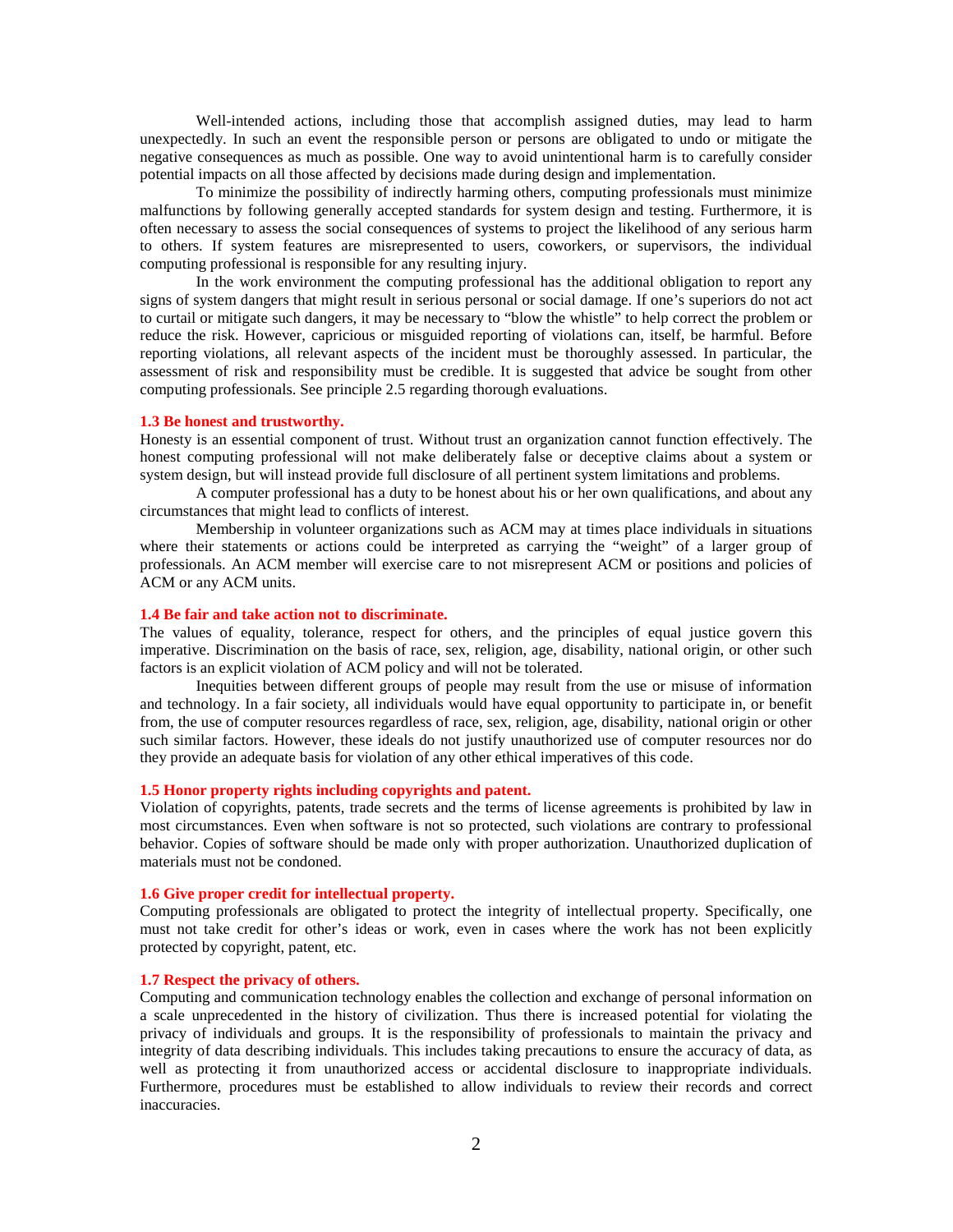Well-intended actions, including those that accomplish assigned duties, may lead to harm unexpectedly. In such an event the responsible person or persons are obligated to undo or mitigate the negative consequences as much as possible. One way to avoid unintentional harm is to carefully consider potential impacts on all those affected by decisions made during design and implementation.

To minimize the possibility of indirectly harming others, computing professionals must minimize malfunctions by following generally accepted standards for system design and testing. Furthermore, it is often necessary to assess the social consequences of systems to project the likelihood of any serious harm to others. If system features are misrepresented to users, coworkers, or supervisors, the individual computing professional is responsible for any resulting injury.

In the work environment the computing professional has the additional obligation to report any signs of system dangers that might result in serious personal or social damage. If one's superiors do not act to curtail or mitigate such dangers, it may be necessary to "blow the whistle" to help correct the problem or reduce the risk. However, capricious or misguided reporting of violations can, itself, be harmful. Before reporting violations, all relevant aspects of the incident must be thoroughly assessed. In particular, the assessment of risk and responsibility must be credible. It is suggested that advice be sought from other computing professionals. See principle 2.5 regarding thorough evaluations.

#### 1.3 Be honest and trustworthy.

Honesty is an essential component of trust. Without trust an organization cannot function effectively. The honest computing professional will not make deliberately false or deceptive claims about a system or system design, but will instead provide full disclosure of all pertinent system limitations and problems.

A computer professional has a duty to be honest about his or her own qualifications, and about any circumstances that might lead to conflicts of interest.

Membership in volunteer organizations such as ACM may at times place individuals in situations where their statements or actions could be interpreted as carrying the "weight" of a larger group of professionals. An ACM member will exercise care to not misrepresent ACM or positions and policies of ACM or any ACM units.

#### 1.4 Be fair and take action not to discriminate.

The values of equality, tolerance, respect for others, and the principles of equal justice govern this imperative. Discrimination on the basis of race, sex, religion, age, disability, national origin, or other such factors is an explicit violation of ACM policy and will not be tolerated.

Inequities between different groups of people may result from the use or misuse of information and technology. In a fair society, all individuals would have equal opportunity to participate in, or benefit from, the use of computer resources regardless of race, sex, religion, age, disability, national origin or other such similar factors. However, these ideals do not justify unauthorized use of computer resources nor do they provide an adequate basis for violation of any other ethical imperatives of this code.

#### 1.5 Honor property rights including copyrights and patent.

Violation of copyrights, patents, trade secrets and the terms of license agreements is prohibited by law in most circumstances. Even when software is not so protected, such violations are contrary to professional behavior. Copies of software should be made only with proper authorization. Unauthorized duplication of materials must not be condoned.

#### 1.6 Give proper credit for intellectual property.

Computing professionals are obligated to protect the integrity of intellectual property. Specifically, one must not take credit for other's ideas or work, even in cases where the work has not been explicitly protected by copyright, patent, etc.

#### 1.7 Respect the privacy of others.

Computing and communication technology enables the collection and exchange of personal information on a scale unprecedented in the history of civilization. Thus there is increased potential for violating the privacy of individuals and groups. It is the responsibility of professionals to maintain the privacy and integrity of data describing individuals. This includes taking precautions to ensure the accuracy of data, as well as protecting it from unauthorized access or accidental disclosure to inappropriate individuals. Furthermore, procedures must be established to allow individuals to review their records and correct inaccuracies.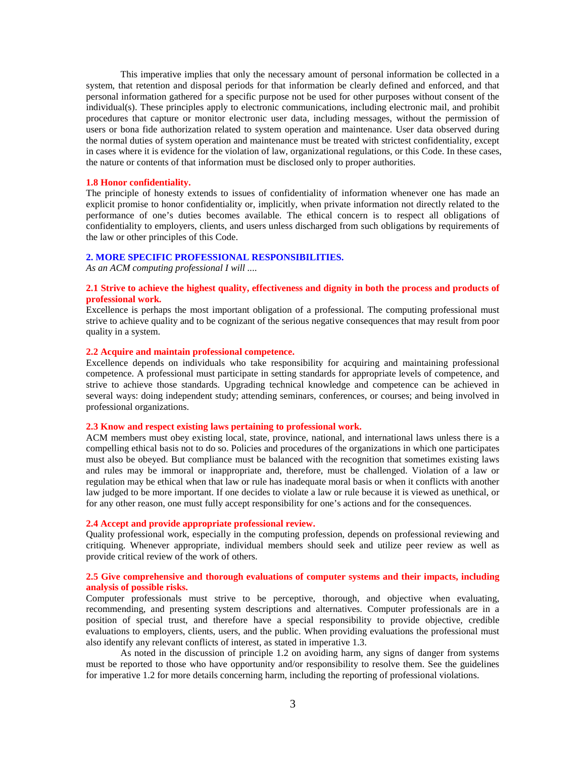This imperative implies that only the necessary amount of personal information be collected in a system, that retention and disposal periods for that information be clearly defined and enforced, and that personal information gathered for a specific purpose not be used for other purposes without consent of the individual(s). These principles apply to electronic communications, including electronic mail, and prohibit procedures that capture or monitor electronic user data, including messages, without the permission of users or bona fide authorization related to system operation and maintenance. User data observed during the normal duties of system operation and maintenance must be treated with strictest confidentiality, except in cases where it is evidence for the violation of law, organizational regulations, or this Code. In these cases, the nature or contents of that information must be disclosed only to proper authorities.

#### 1.8 Honor confidentiality.

The principle of honesty extends to issues of confidentiality of information whenever one has made an explicit promise to honor confidentiality or, implicitly, when private information not directly related to the performance of one's duties becomes available. The ethical concern is to respect all obligations of confidentiality to employers, clients, and users unless discharged from such obligations by requirements of the law or other principles of this Code.

### 2. MORE SPECIFIC PROFESSIONAL RESPONSIBILITIES.

*As an ACM computing professional I will ....*

#### 2.1 Strive to achieve the highest quality, effectiveness and dignity in both the process and products of professional work.

Excellence is perhaps the most important obligation of a professional. The computing professional must strive to achieve quality and to be cognizant of the serious negative consequences that may result from poor quality in a system.

#### 2.2 Acquire and maintain professional competence.

Excellence depends on individuals who take responsibility for acquiring and maintaining professional competence. A professional must participate in setting standards for appropriate levels of competence, and strive to achieve those standards. Upgrading technical knowledge and competence can be achieved in several ways: doing independent study; attending seminars, conferences, or courses; and being involved in professional organizations.

#### 2.3 Know and respect existing laws pertaining to professional work.

ACM members must obey existing local, state, province, national, and international laws unless there is a compelling ethical basis not to do so. Policies and procedures of the organizations in which one participates must also be obeyed. But compliance must be balanced with the recognition that sometimes existing laws and rules may be immoral or inappropriate and, therefore, must be challenged. Violation of a law or regulation may be ethical when that law or rule has inadequate moral basis or when it conflicts with another law judged to be more important. If one decides to violate a law or rule because it is viewed as unethical, or for any other reason, one must fully accept responsibility for one's actions and for the consequences.

#### 2.4 Accept and provide appropriate professional review.

Quality professional work, especially in the computing profession, depends on professional reviewing and critiquing. Whenever appropriate, individual members should seek and utilize peer review as well as provide critical review of the work of others.

#### 2.5 Give comprehensive and thorough evaluations of computer systems and their impacts, including analysis of possible risks.

Computer professionals must strive to be perceptive, thorough, and objective when evaluating, recommending, and presenting system descriptions and alternatives. Computer professionals are in a position of special trust, and therefore have a special responsibility to provide objective, credible evaluations to employers, clients, users, and the public. When providing evaluations the professional must also identify any relevant conflicts of interest, as stated in imperative 1.3.

As noted in the discussion of principle 1.2 on avoiding harm, any signs of danger from systems must be reported to those who have opportunity and/or responsibility to resolve them. See the guidelines for imperative 1.2 for more details concerning harm, including the reporting of professional violations.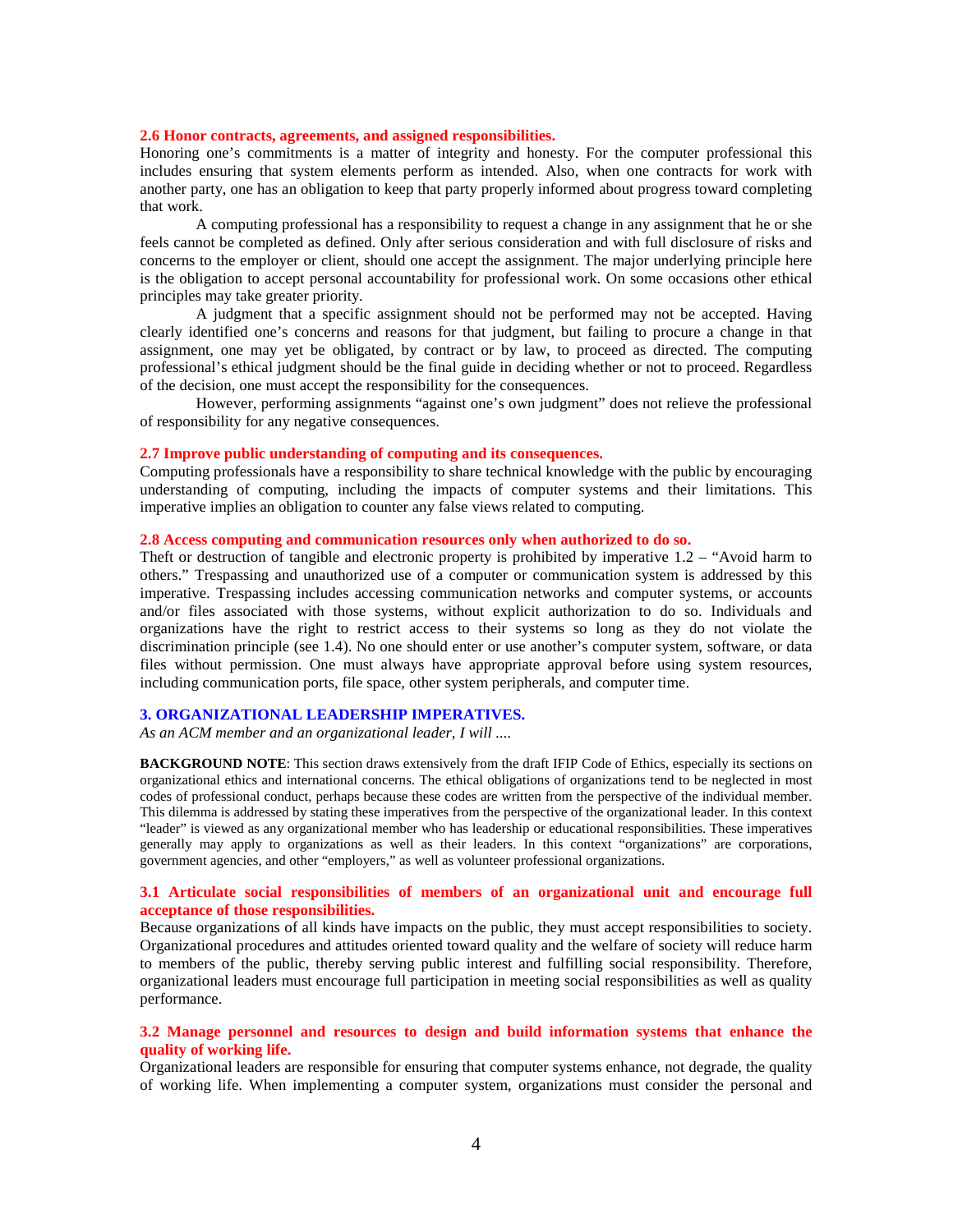**2.6 Honor contracts, agreements, and assigned responsibilities.**
Honoring one's commitments is a matter of integrity and honesty. For the computer professional this includes ensuring that system elements perform as intended. Also, when one contracts for work with another party, one has an obligation to keep that party properly informed about progress toward completing that work.

A computing professional has a responsibility to request a change in any assignment that he or she feels cannot be completed as defined. Only after serious consideration and with full disclosure of risks and concerns to the employer or client, should one accept the assignment. The major underlying principle here is the obligation to accept personal accountability for professional work. On some occasions other ethical principles may take greater priority.

A judgment that a specific assignment should not be performed may not be accepted. Having clearly identified one's concerns and reasons for that judgment, but failing to procure a change in that assignment, one may yet be obligated, by contract or by law, to proceed as directed. The computing professional's ethical judgment should be the final guide in deciding whether or not to proceed. Regardless of the decision, one must accept the responsibility for the consequences.

However, performing assignments "against one's own judgment" does not relieve the professional of responsibility for any negative consequences.

**2.7 Improve public understanding of computing and its consequences.**
Computing professionals have a responsibility to share technical knowledge with the public by encouraging understanding of computing, including the impacts of computer systems and their limitations. This imperative implies an obligation to counter any false views related to computing.

**2.8 Access computing and communication resources only when authorized to do so.**
Theft or destruction of tangible and electronic property is prohibited by imperative 1.2 – "Avoid harm to others." Trespassing and unauthorized use of a computer or communication system is addressed by this imperative. Trespassing includes accessing communication networks and computer systems, or accounts and/or files associated with those systems, without explicit authorization to do so. Individuals and organizations have the right to restrict access to their systems so long as they do not violate the discrimination principle (see 1.4). No one should enter or use another's computer system, software, or data files without permission. One must always have appropriate approval before using system resources, including communication ports, file space, other system peripherals, and computer time.

## 3. ORGANIZATIONAL LEADERSHIP IMPERATIVES.

*As an ACM member and an organizational leader, I will ....*

**BACKGROUND NOTE**: This section draws extensively from the draft IFIP Code of Ethics, especially its sections on organizational ethics and international concerns. The ethical obligations of organizations tend to be neglected in most codes of professional conduct, perhaps because these codes are written from the perspective of the individual member. This dilemma is addressed by stating these imperatives from the perspective of the organizational leader. In this context "leader" is viewed as any organizational member who has leadership or educational responsibilities. These imperatives generally may apply to organizations as well as their leaders. In this context "organizations" are corporations, government agencies, and other "employers," as well as volunteer professional organizations.

**3.1 Articulate social responsibilities of members of an organizational unit and encourage full acceptance of those responsibilities.**
Because organizations of all kinds have impacts on the public, they must accept responsibilities to society. Organizational procedures and attitudes oriented toward quality and the welfare of society will reduce harm to members of the public, thereby serving public interest and fulfilling social responsibility. Therefore, organizational leaders must encourage full participation in meeting social responsibilities as well as quality performance.

**3.2 Manage personnel and resources to design and build information systems that enhance the quality of working life.**
Organizational leaders are responsible for ensuring that computer systems enhance, not degrade, the quality of working life. When implementing a computer system, organizations must consider the personal and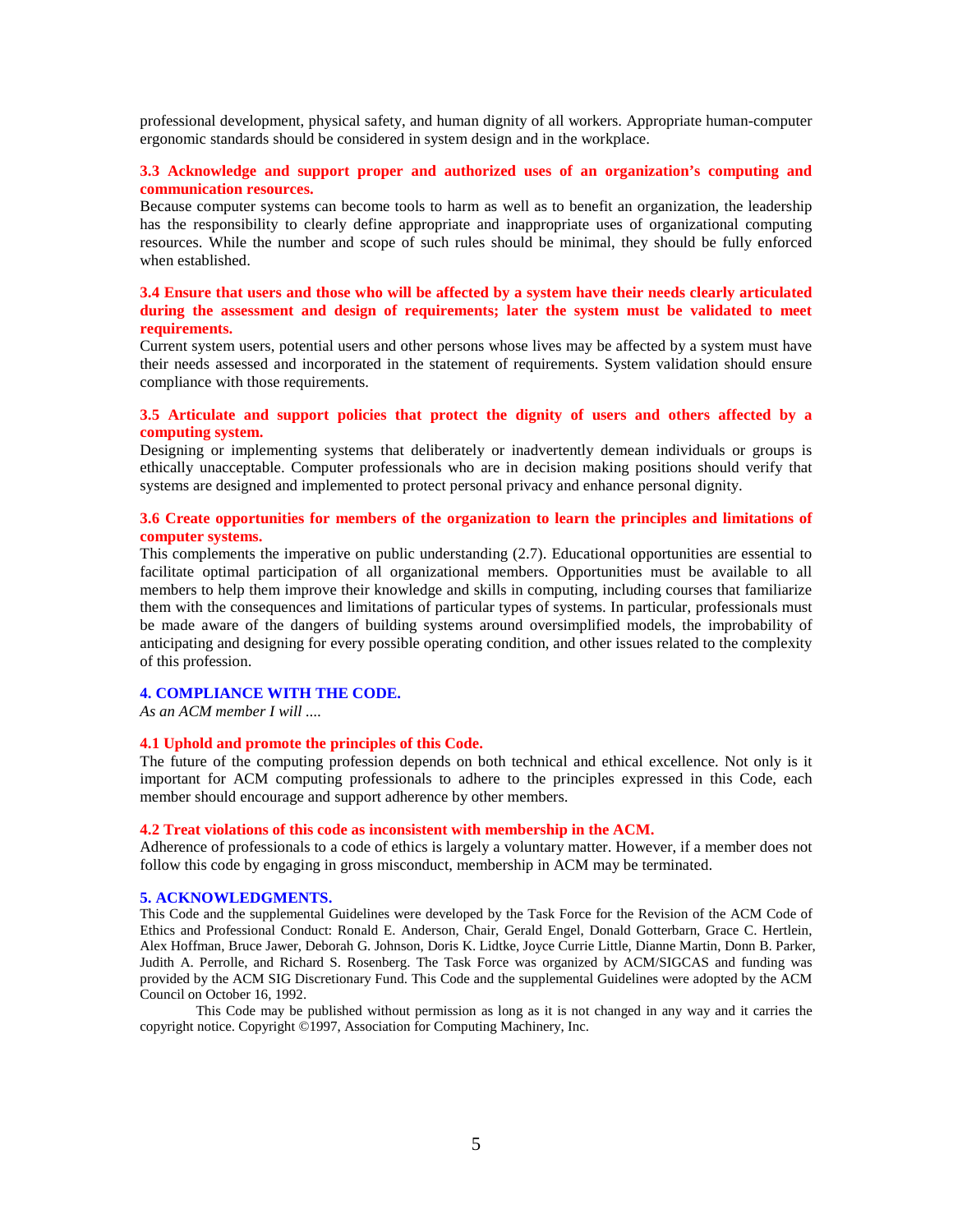professional development, physical safety, and human dignity of all workers. Appropriate human-computer ergonomic standards should be considered in system design and in the workplace.

**3.3 Acknowledge and support proper and authorized uses of an organization's computing and communication resources.**
Because computer systems can become tools to harm as well as to benefit an organization, the leadership has the responsibility to clearly define appropriate and inappropriate uses of organizational computing resources. While the number and scope of such rules should be minimal, they should be fully enforced when established.

**3.4 Ensure that users and those who will be affected by a system have their needs clearly articulated during the assessment and design of requirements; later the system must be validated to meet requirements.**
Current system users, potential users and other persons whose lives may be affected by a system must have their needs assessed and incorporated in the statement of requirements. System validation should ensure compliance with those requirements.

**3.5 Articulate and support policies that protect the dignity of users and others affected by a computing system.**
Designing or implementing systems that deliberately or inadvertently demean individuals or groups is ethically unacceptable. Computer professionals who are in decision making positions should verify that systems are designed and implemented to protect personal privacy and enhance personal dignity.

**3.6 Create opportunities for members of the organization to learn the principles and limitations of computer systems.**
This complements the imperative on public understanding (2.7). Educational opportunities are essential to facilitate optimal participation of all organizational members. Opportunities must be available to all members to help them improve their knowledge and skills in computing, including courses that familiarize them with the consequences and limitations of particular types of systems. In particular, professionals must be made aware of the dangers of building systems around oversimplified models, the improbability of anticipating and designing for every possible operating condition, and other issues related to the complexity of this profession.

## 4. COMPLIANCE WITH THE CODE.

*As an ACM member I will ....*

**4.1 Uphold and promote the principles of this Code.**
The future of the computing profession depends on both technical and ethical excellence. Not only is it important for ACM computing professionals to adhere to the principles expressed in this Code, each member should encourage and support adherence by other members.

**4.2 Treat violations of this code as inconsistent with membership in the ACM.**
Adherence of professionals to a code of ethics is largely a voluntary matter. However, if a member does not follow this code by engaging in gross misconduct, membership in ACM may be terminated.

## 5. ACKNOWLEDGMENTS.

This Code and the supplemental Guidelines were developed by the Task Force for the Revision of the ACM Code of Ethics and Professional Conduct: Ronald E. Anderson, Chair, Gerald Engel, Donald Gotterbarn, Grace C. Hertlein, Alex Hoffman, Bruce Jawer, Deborah G. Johnson, Doris K. Lidtke, Joyce Currie Little, Dianne Martin, Donn B. Parker, Judith A. Perrolle, and Richard S. Rosenberg. The Task Force was organized by ACM/SIGCAS and funding was provided by the ACM SIG Discretionary Fund. This Code and the supplemental Guidelines were adopted by the ACM Council on October 16, 1992.

This Code may be published without permission as long as it is not changed in any way and it carries the copyright notice. Copyright ©1997, Association for Computing Machinery, Inc.